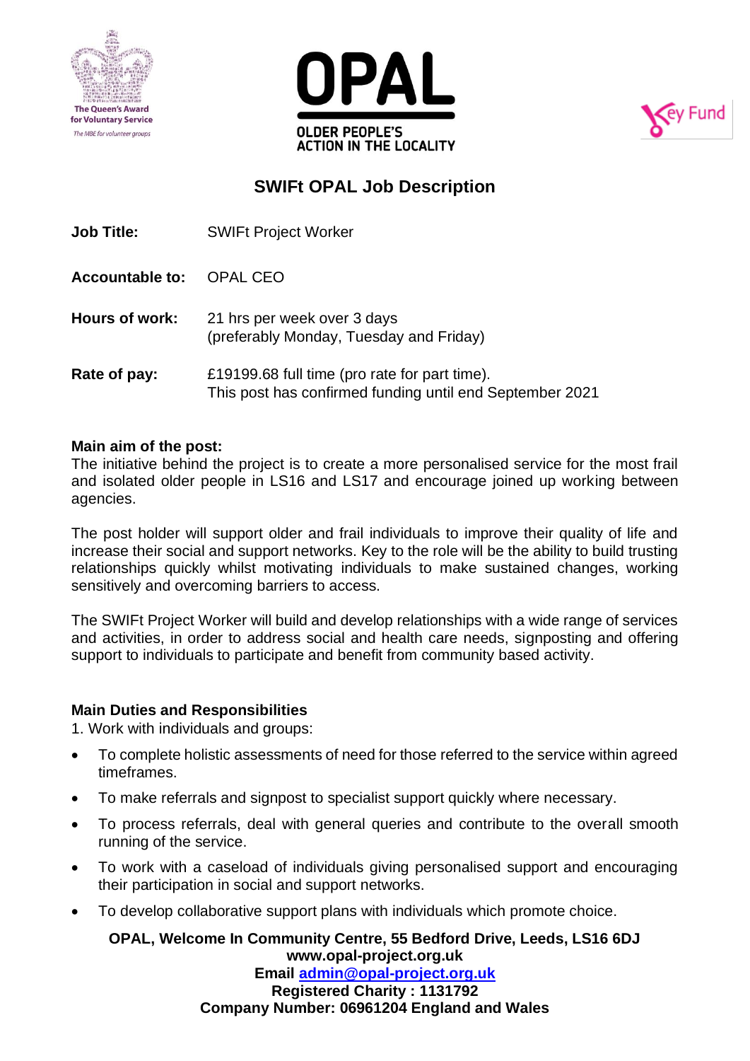The Queen's Award for Voluntary Service
The MBE for volunteer groups

OPAL
OLDER PEOPLE'S ACTION IN THE LOCALITY

Key Fund

# SWIFt OPAL Job Description

**Job Title:** SWIFt Project Worker

**Accountable to:** OPAL CEO

**Hours of work:** 21 hrs per week over 3 days (preferably Monday, Tuesday and Friday)

**Rate of pay:** £19199.68 full time (pro rate for part time). This post has confirmed funding until end September 2021

**Main aim of the post:**
The initiative behind the project is to create a more personalised service for the most frail and isolated older people in LS16 and LS17 and encourage joined up working between agencies.

The post holder will support older and frail individuals to improve their quality of life and increase their social and support networks. Key to the role will be the ability to build trusting relationships quickly whilst motivating individuals to make sustained changes, working sensitively and overcoming barriers to access.

The SWIFt Project Worker will build and develop relationships with a wide range of services and activities, in order to address social and health care needs, signposting and offering support to individuals to participate and benefit from community based activity.

**Main Duties and Responsibilities**

1. Work with individuals and groups:

- To complete holistic assessments of need for those referred to the service within agreed timeframes.
- To make referrals and signpost to specialist support quickly where necessary.
- To process referrals, deal with general queries and contribute to the overall smooth running of the service.
- To work with a caseload of individuals giving personalised support and encouraging their participation in social and support networks.
- To develop collaborative support plans with individuals which promote choice.

**OPAL, Welcome In Community Centre, 55 Bedford Drive, Leeds, LS16 6DJ**
**www.opal-project.org.uk**
**Email admin@opal-project.org.uk**
**Registered Charity : 1131792**
**Company Number: 06961204 England and Wales**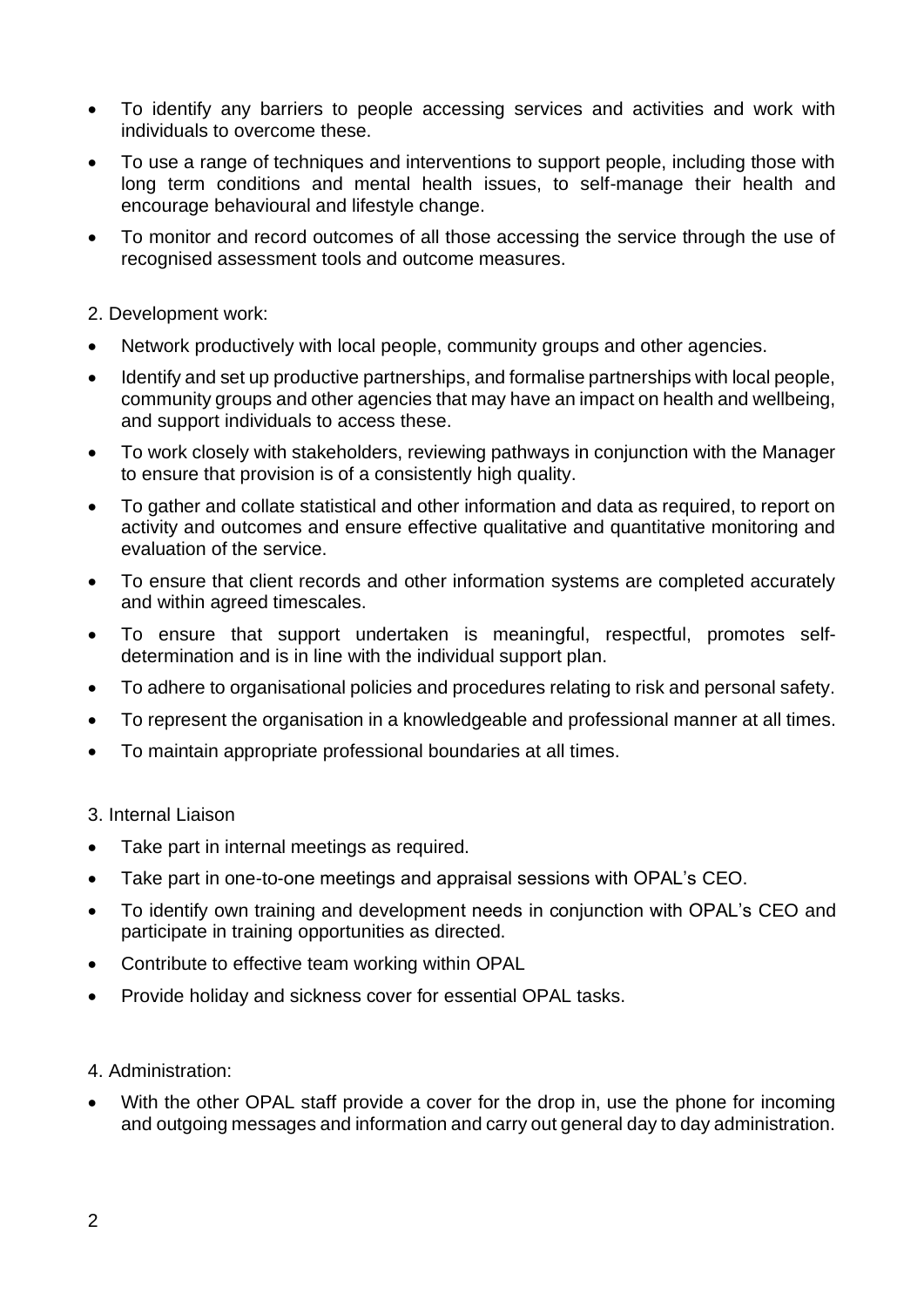- To identify any barriers to people accessing services and activities and work with individuals to overcome these.
- To use a range of techniques and interventions to support people, including those with long term conditions and mental health issues, to self-manage their health and encourage behavioural and lifestyle change.
- To monitor and record outcomes of all those accessing the service through the use of recognised assessment tools and outcome measures.

2. Development work:

- Network productively with local people, community groups and other agencies.
- Identify and set up productive partnerships, and formalise partnerships with local people, community groups and other agencies that may have an impact on health and wellbeing, and support individuals to access these.
- To work closely with stakeholders, reviewing pathways in conjunction with the Manager to ensure that provision is of a consistently high quality.
- To gather and collate statistical and other information and data as required, to report on activity and outcomes and ensure effective qualitative and quantitative monitoring and evaluation of the service.
- To ensure that client records and other information systems are completed accurately and within agreed timescales.
- To ensure that support undertaken is meaningful, respectful, promotes self-determination and is in line with the individual support plan.
- To adhere to organisational policies and procedures relating to risk and personal safety.
- To represent the organisation in a knowledgeable and professional manner at all times.
- To maintain appropriate professional boundaries at all times.

3. Internal Liaison

- Take part in internal meetings as required.
- Take part in one-to-one meetings and appraisal sessions with OPAL's CEO.
- To identify own training and development needs in conjunction with OPAL's CEO and participate in training opportunities as directed.
- Contribute to effective team working within OPAL
- Provide holiday and sickness cover for essential OPAL tasks.

4. Administration:

- With the other OPAL staff provide a cover for the drop in, use the phone for incoming and outgoing messages and information and carry out general day to day administration.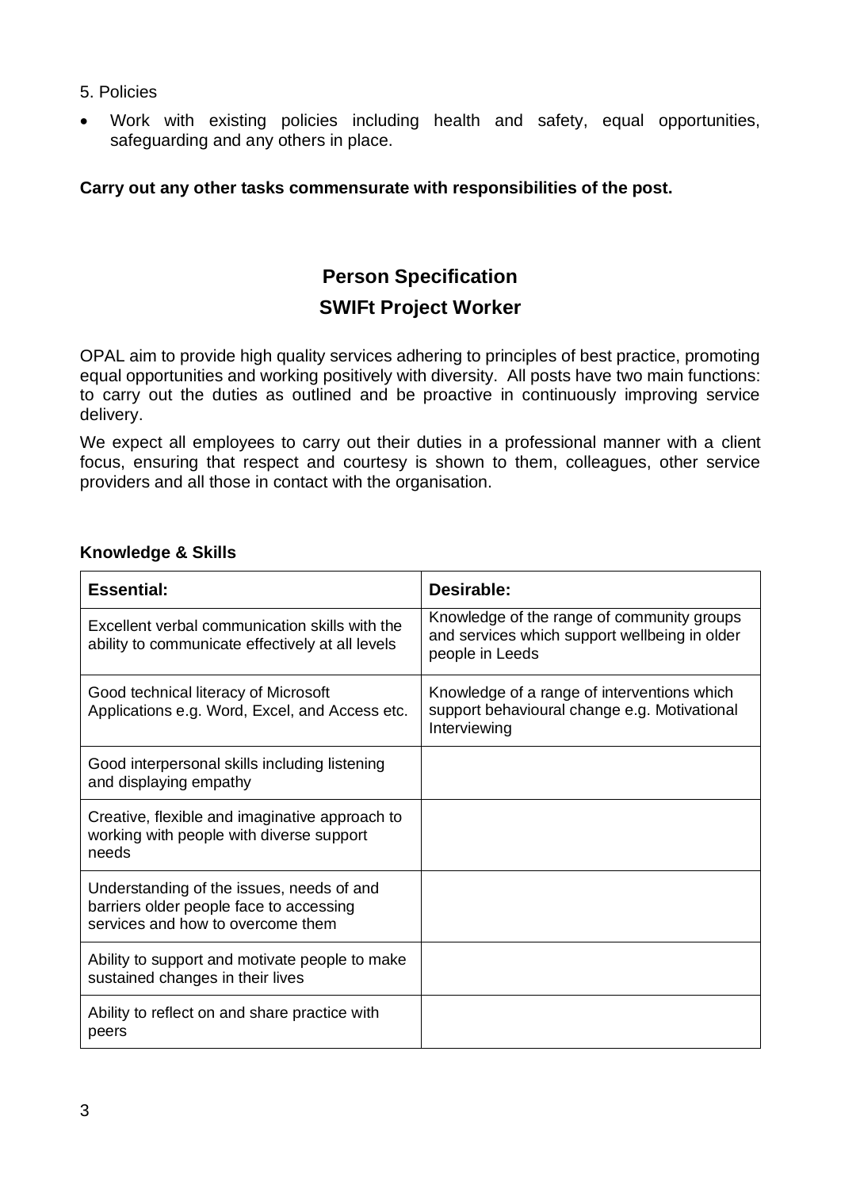5. Policies

- Work with existing policies including health and safety, equal opportunities, safeguarding and any others in place.

**Carry out any other tasks commensurate with responsibilities of the post.**

## Person Specification

## SWIFt Project Worker

OPAL aim to provide high quality services adhering to principles of best practice, promoting equal opportunities and working positively with diversity. All posts have two main functions: to carry out the duties as outlined and be proactive in continuously improving service delivery.

We expect all employees to carry out their duties in a professional manner with a client focus, ensuring that respect and courtesy is shown to them, colleagues, other service providers and all those in contact with the organisation.

**Knowledge & Skills**

| **Essential:** | **Desirable:** |
|---|---|
| Excellent verbal communication skills with the ability to communicate effectively at all levels | Knowledge of the range of community groups and services which support wellbeing in older people in Leeds |
| Good technical literacy of Microsoft Applications e.g. Word, Excel, and Access etc. | Knowledge of a range of interventions which support behavioural change e.g. Motivational Interviewing |
| Good interpersonal skills including listening and displaying empathy | |
| Creative, flexible and imaginative approach to working with people with diverse support needs | |
| Understanding of the issues, needs of and barriers older people face to accessing services and how to overcome them | |
| Ability to support and motivate people to make sustained changes in their lives | |
| Ability to reflect on and share practice with peers | |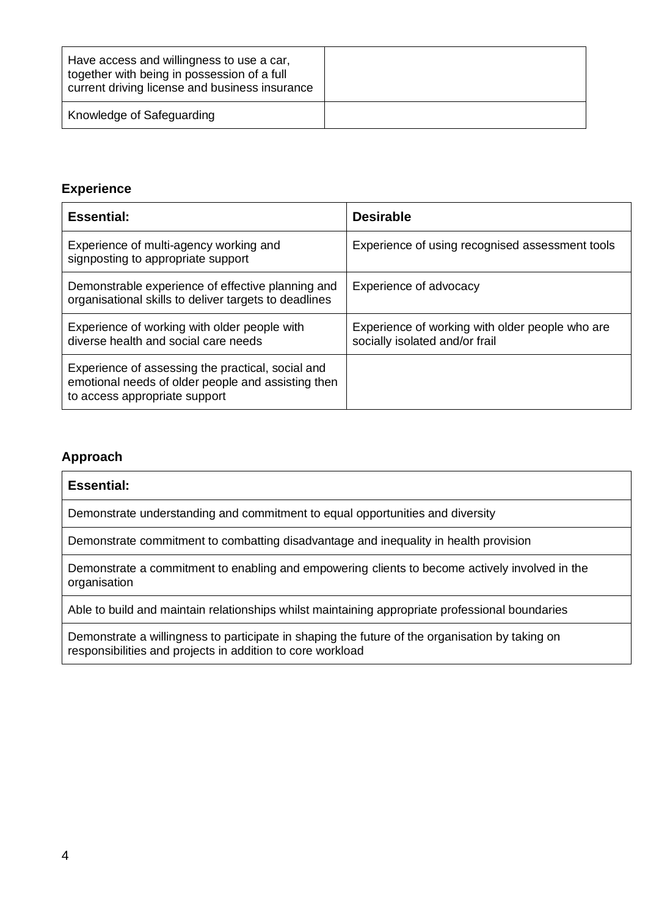| | |
|---|---|
| Have access and willingness to use a car, together with being in possession of a full current driving license and business insurance | |
| Knowledge of Safeguarding | |

**Experience**

| **Essential:** | **Desirable** |
|---|---|
| Experience of multi-agency working and signposting to appropriate support | Experience of using recognised assessment tools |
| Demonstrable experience of effective planning and organisational skills to deliver targets to deadlines | Experience of advocacy |
| Experience of working with older people with diverse health and social care needs | Experience of working with older people who are socially isolated and/or frail |
| Experience of assessing the practical, social and emotional needs of older people and assisting then to access appropriate support | |

**Approach**

| **Essential:** |
|---|
| Demonstrate understanding and commitment to equal opportunities and diversity |
| Demonstrate commitment to combatting disadvantage and inequality in health provision |
| Demonstrate a commitment to enabling and empowering clients to become actively involved in the organisation |
| Able to build and maintain relationships whilst maintaining appropriate professional boundaries |
| Demonstrate a willingness to participate in shaping the future of the organisation by taking on responsibilities and projects in addition to core workload |